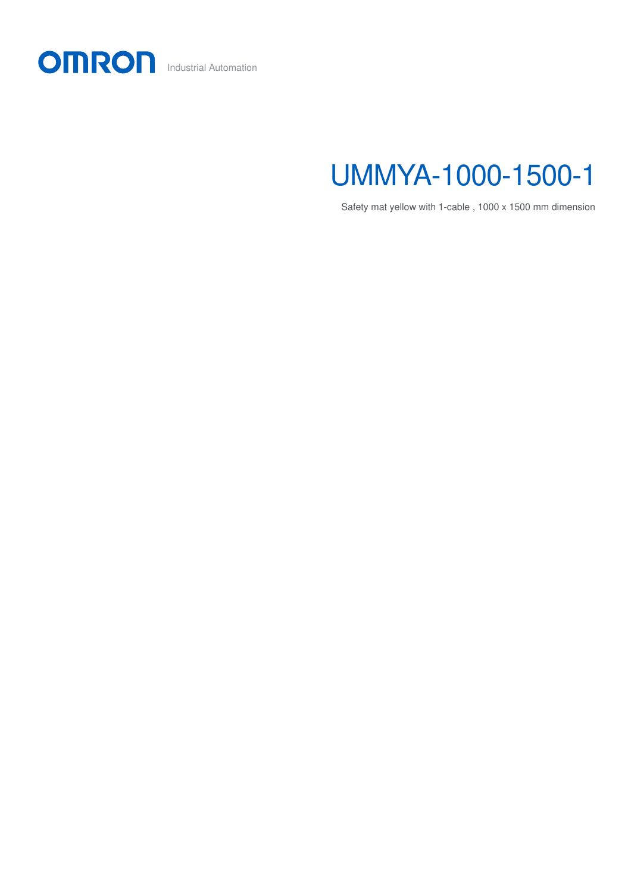OMRON Industrial Automation

# UMMYA-1000-1500-1

Safety mat yellow with 1-cable , 1000 x 1500 mm dimension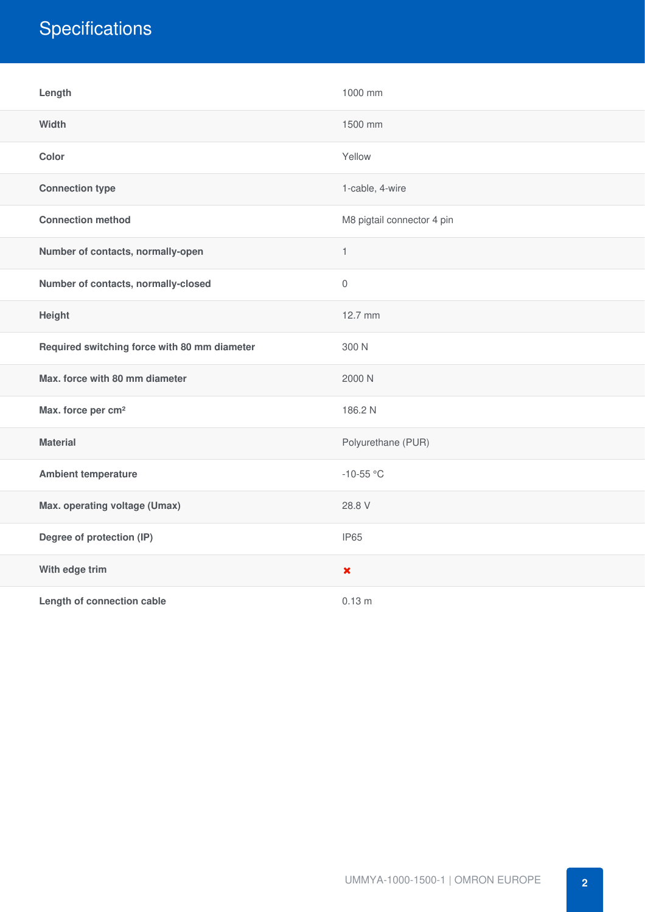# Specifications

| | |
|---|---|
| **Length** | 1000 mm |
| **Width** | 1500 mm |
| **Color** | Yellow |
| **Connection type** | 1-cable, 4-wire |
| **Connection method** | M8 pigtail connector 4 pin |
| **Number of contacts, normally-open** | 1 |
| **Number of contacts, normally-closed** | 0 |
| **Height** | 12.7 mm |
| **Required switching force with 80 mm diameter** | 300 N |
| **Max. force with 80 mm diameter** | 2000 N |
| **Max. force per cm²** | 186.2 N |
| **Material** | Polyurethane (PUR) |
| **Ambient temperature** | -10-55 °C |
| **Max. operating voltage (Umax)** | 28.8 V |
| **Degree of protection (IP)** | IP65 |
| **With edge trim** | ✖ |
| **Length of connection cable** | 0.13 m |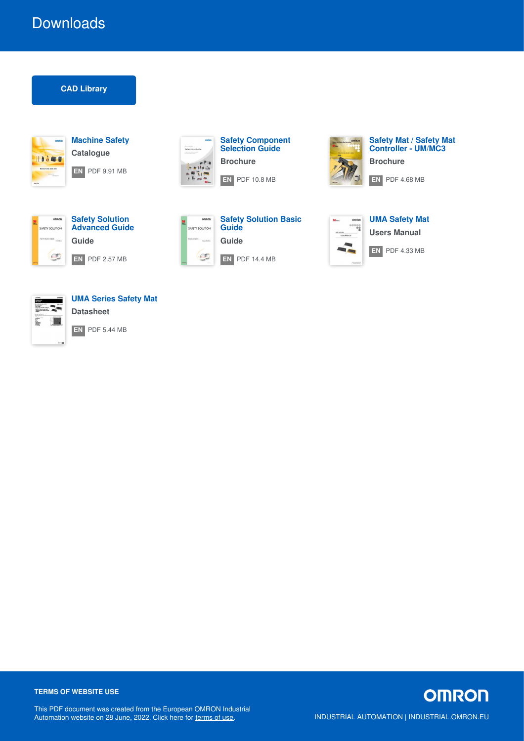# Downloads

CAD Library

**Machine Safety**
**Catalogue**
EN PDF 9.91 MB

**Safety Component Selection Guide**
**Brochure**
EN PDF 10.8 MB

**Safety Mat / Safety Mat Controller - UM/MC3**
**Brochure**
EN PDF 4.68 MB

**Safety Solution Advanced Guide**
**Guide**
EN PDF 2.57 MB

**Safety Solution Basic Guide**
**Guide**
EN PDF 14.4 MB

**UMA Safety Mat**
**Users Manual**
EN PDF 4.33 MB

**UMA Series Safety Mat**
**Datasheet**
EN PDF 5.44 MB

**TERMS OF WEBSITE USE**

This PDF document was created from the European OMRON Industrial Automation website on 28 June, 2022. Click here for terms of use.

INDUSTRIAL AUTOMATION | INDUSTRIAL.OMRON.EU